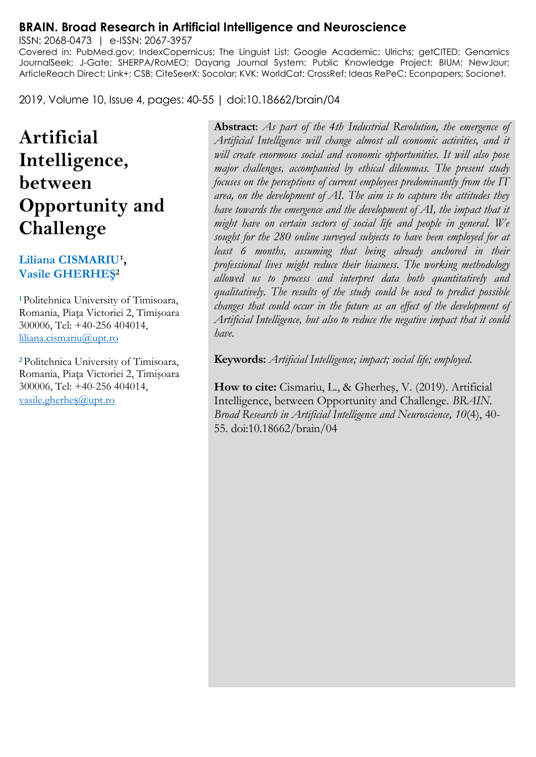**BRAIN. Broad Research in Artificial Intelligence and Neuroscience**

ISSN: 2068-0473 | e-ISSN: 2067-3957

Covered in: PubMed.gov; IndexCopernicus; The Linguist List; Google Academic; Ulrichs; getCITED; Genamics JournalSeek; J-Gate; SHERPA/RoMEO; Dayang Journal System; Public Knowledge Project; BIUM; NewJour; ArticleReach Direct; Link+; CSB; CiteSeerX; Socolar; KVK; WorldCat; CrossRef; Ideas RePeC; Econpapers; Socionet.

2019, Volume 10, Issue 4, pages: 40-55 | doi:10.18662/brain/04

# Artificial Intelligence, between Opportunity and Challenge

**Liliana CISMARIU[1], Vasile GHERHEŞ[2]**

[1] Politehnica University of Timisoara, Romania, Piaţa Victoriei 2, Timişoara 300006, Tel: +40-256 404014, liliana.cismariu@upt.ro

[2] Politehnica University of Timisoara, Romania, Piaţa Victoriei 2, Timişoara 300006, Tel: +40-256 404014, vasile.gherheş@upt.ro

**Abstract**: *As part of the 4th Industrial Revolution, the emergence of Artificial Intelligence will change almost all economic activities, and it will create enormous social and economic opportunities. It will also pose major challenges, accompanied by ethical dilemmas. The present study focuses on the perceptions of current employees predominantly from the IT area, on the development of AI. The aim is to capture the attitudes they have towards the emergence and the development of AI, the impact that it might have on certain sectors of social life and people in general. We sought for the 280 online surveyed subjects to have been employed for at least 6 months, assuming that being already anchored in their professional lives might reduce their biasness. The working methodology allowed us to process and interpret data both quantitatively and qualitatively. The results of the study could be used to predict possible changes that could occur in the future as an effect of the development of Artificial Intelligence, but also to reduce the negative impact that it could have.*

**Keywords:** *Artificial Intelligence; impact; social life; employed.*

**How to cite:** Cismariu, L., & Gherheş, V. (2019). Artificial Intelligence, between Opportunity and Challenge. *BRAIN. Broad Research in Artificial Intelligence and Neuroscience, 10*(4), 40-55. doi:10.18662/brain/04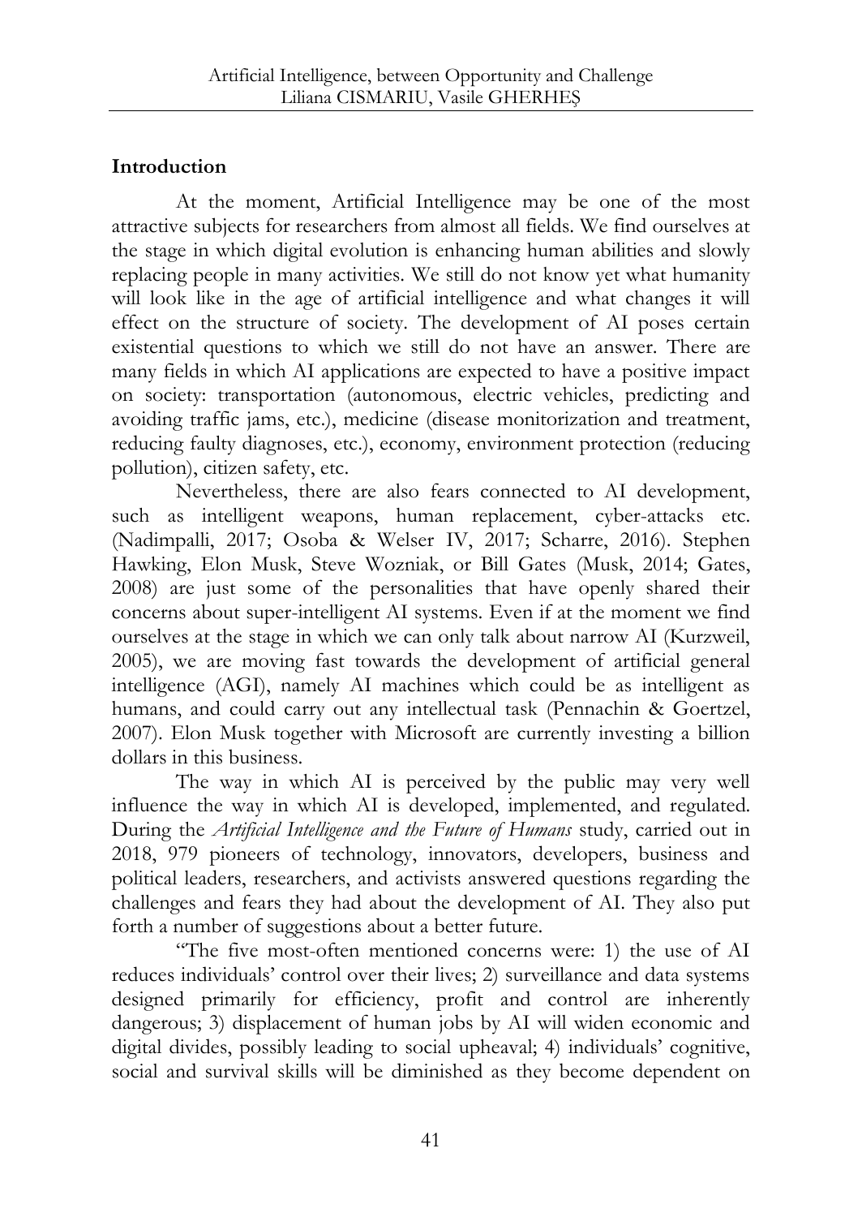## Introduction

At the moment, Artificial Intelligence may be one of the most attractive subjects for researchers from almost all fields. We find ourselves at the stage in which digital evolution is enhancing human abilities and slowly replacing people in many activities. We still do not know yet what humanity will look like in the age of artificial intelligence and what changes it will effect on the structure of society. The development of AI poses certain existential questions to which we still do not have an answer. There are many fields in which AI applications are expected to have a positive impact on society: transportation (autonomous, electric vehicles, predicting and avoiding traffic jams, etc.), medicine (disease monitorization and treatment, reducing faulty diagnoses, etc.), economy, environment protection (reducing pollution), citizen safety, etc.

Nevertheless, there are also fears connected to AI development, such as intelligent weapons, human replacement, cyber-attacks etc. (Nadimpalli, 2017; Osoba & Welser IV, 2017; Scharre, 2016). Stephen Hawking, Elon Musk, Steve Wozniak, or Bill Gates (Musk, 2014; Gates, 2008) are just some of the personalities that have openly shared their concerns about super-intelligent AI systems. Even if at the moment we find ourselves at the stage in which we can only talk about narrow AI (Kurzweil, 2005), we are moving fast towards the development of artificial general intelligence (AGI), namely AI machines which could be as intelligent as humans, and could carry out any intellectual task (Pennachin & Goertzel, 2007). Elon Musk together with Microsoft are currently investing a billion dollars in this business.

The way in which AI is perceived by the public may very well influence the way in which AI is developed, implemented, and regulated. During the *Artificial Intelligence and the Future of Humans* study, carried out in 2018, 979 pioneers of technology, innovators, developers, business and political leaders, researchers, and activists answered questions regarding the challenges and fears they had about the development of AI. They also put forth a number of suggestions about a better future.

"The five most-often mentioned concerns were: 1) the use of AI reduces individuals' control over their lives; 2) surveillance and data systems designed primarily for efficiency, profit and control are inherently dangerous; 3) displacement of human jobs by AI will widen economic and digital divides, possibly leading to social upheaval; 4) individuals' cognitive, social and survival skills will be diminished as they become dependent on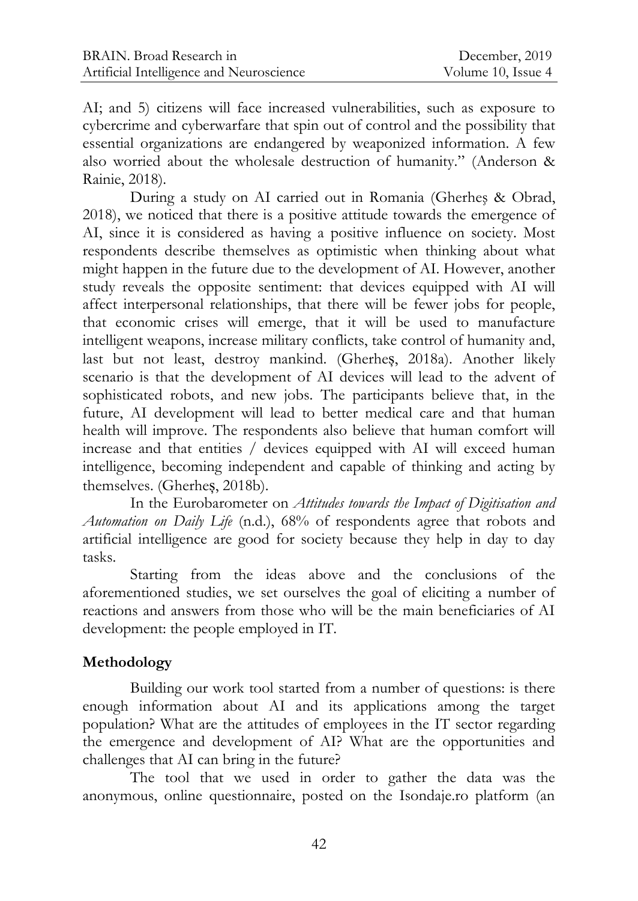AI; and 5) citizens will face increased vulnerabilities, such as exposure to cybercrime and cyberwarfare that spin out of control and the possibility that essential organizations are endangered by weaponized information. A few also worried about the wholesale destruction of humanity." (Anderson & Rainie, 2018).

During a study on AI carried out in Romania (Gherheş & Obrad, 2018), we noticed that there is a positive attitude towards the emergence of AI, since it is considered as having a positive influence on society. Most respondents describe themselves as optimistic when thinking about what might happen in the future due to the development of AI. However, another study reveals the opposite sentiment: that devices equipped with AI will affect interpersonal relationships, that there will be fewer jobs for people, that economic crises will emerge, that it will be used to manufacture intelligent weapons, increase military conflicts, take control of humanity and, last but not least, destroy mankind. (Gherheș, 2018a). Another likely scenario is that the development of AI devices will lead to the advent of sophisticated robots, and new jobs. The participants believe that, in the future, AI development will lead to better medical care and that human health will improve. The respondents also believe that human comfort will increase and that entities / devices equipped with AI will exceed human intelligence, becoming independent and capable of thinking and acting by themselves. (Gherheș, 2018b).

In the Eurobarometer on *Attitudes towards the Impact of Digitisation and Automation on Daily Life* (n.d.), 68% of respondents agree that robots and artificial intelligence are good for society because they help in day to day tasks.

Starting from the ideas above and the conclusions of the aforementioned studies, we set ourselves the goal of eliciting a number of reactions and answers from those who will be the main beneficiaries of AI development: the people employed in IT.

## Methodology

Building our work tool started from a number of questions: is there enough information about AI and its applications among the target population? What are the attitudes of employees in the IT sector regarding the emergence and development of AI? What are the opportunities and challenges that AI can bring in the future?

The tool that we used in order to gather the data was the anonymous, online questionnaire, posted on the Isondaje.ro platform (an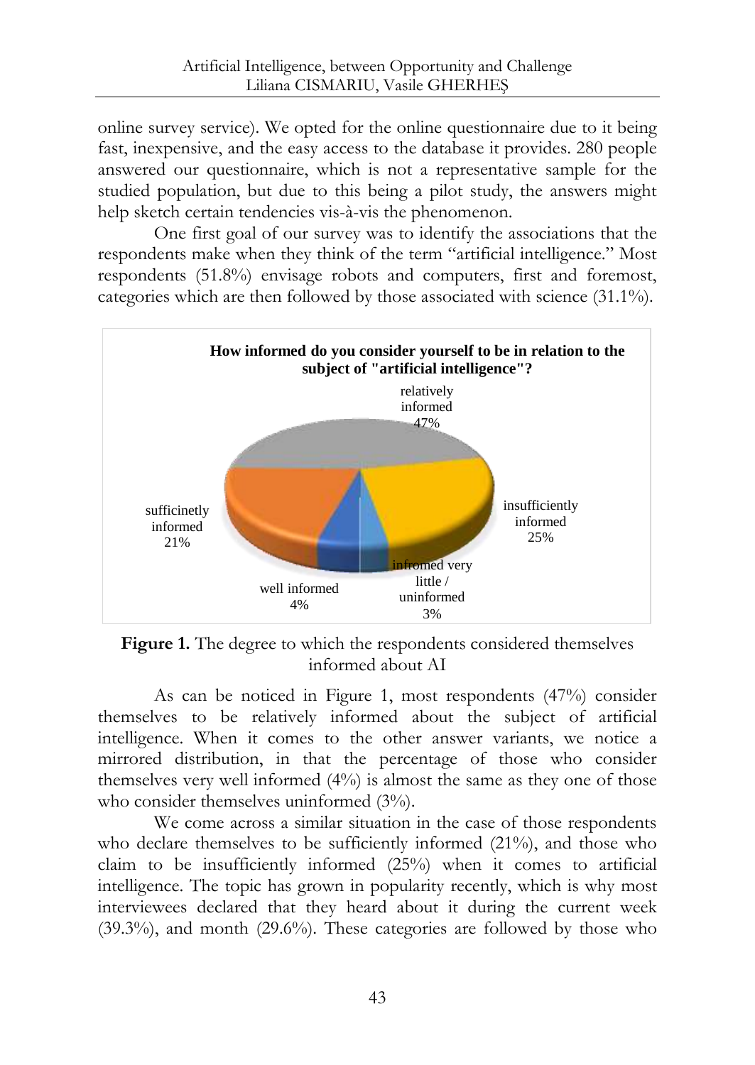online survey service). We opted for the online questionnaire due to it being fast, inexpensive, and the easy access to the database it provides. 280 people answered our questionnaire, which is not a representative sample for the studied population, but due to this being a pilot study, the answers might help sketch certain tendencies vis-à-vis the phenomenon.

One first goal of our survey was to identify the associations that the respondents make when they think of the term "artificial intelligence." Most respondents (51.8%) envisage robots and computers, first and foremost, categories which are then followed by those associated with science (31.1%).

**Figure 1.** The degree to which the respondents considered themselves informed about AI

As can be noticed in Figure 1, most respondents (47%) consider themselves to be relatively informed about the subject of artificial intelligence. When it comes to the other answer variants, we notice a mirrored distribution, in that the percentage of those who consider themselves very well informed (4%) is almost the same as they one of those who consider themselves uninformed (3%).

We come across a similar situation in the case of those respondents who declare themselves to be sufficiently informed (21%), and those who claim to be insufficiently informed (25%) when it comes to artificial intelligence. The topic has grown in popularity recently, which is why most interviewees declared that they heard about it during the current week (39.3%), and month (29.6%). These categories are followed by those who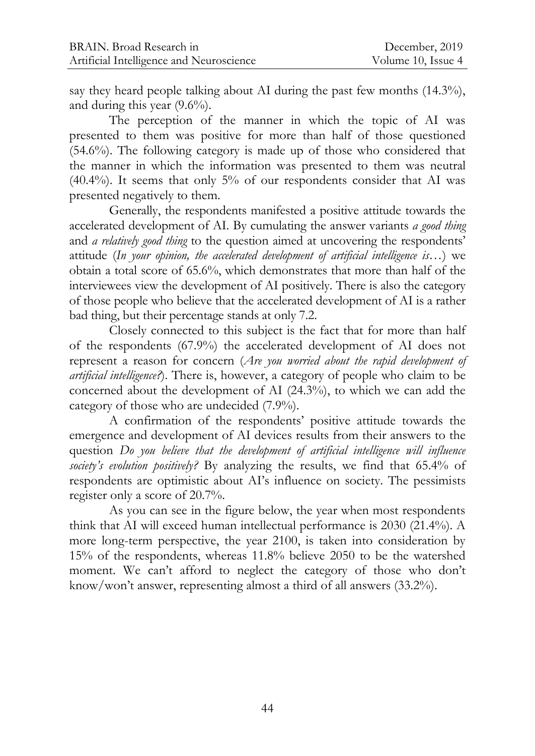say they heard people talking about AI during the past few months (14.3%), and during this year (9.6%).

The perception of the manner in which the topic of AI was presented to them was positive for more than half of those questioned (54.6%). The following category is made up of those who considered that the manner in which the information was presented to them was neutral (40.4%). It seems that only 5% of our respondents consider that AI was presented negatively to them.

Generally, the respondents manifested a positive attitude towards the accelerated development of AI. By cumulating the answer variants *a good thing* and *a relatively good thing* to the question aimed at uncovering the respondents' attitude (*In your opinion, the accelerated development of artificial intelligence is…*) we obtain a total score of 65.6%, which demonstrates that more than half of the interviewees view the development of AI positively. There is also the category of those people who believe that the accelerated development of AI is a rather bad thing, but their percentage stands at only 7.2.

Closely connected to this subject is the fact that for more than half of the respondents (67.9%) the accelerated development of AI does not represent a reason for concern (*Are you worried about the rapid development of artificial intelligence?*). There is, however, a category of people who claim to be concerned about the development of AI (24.3%), to which we can add the category of those who are undecided (7.9%).

A confirmation of the respondents' positive attitude towards the emergence and development of AI devices results from their answers to the question *Do you believe that the development of artificial intelligence will influence society's evolution positively?* By analyzing the results, we find that 65.4% of respondents are optimistic about AI's influence on society. The pessimists register only a score of 20.7%.

As you can see in the figure below, the year when most respondents think that AI will exceed human intellectual performance is 2030 (21.4%). A more long-term perspective, the year 2100, is taken into consideration by 15% of the respondents, whereas 11.8% believe 2050 to be the watershed moment. We can't afford to neglect the category of those who don't know/won't answer, representing almost a third of all answers (33.2%).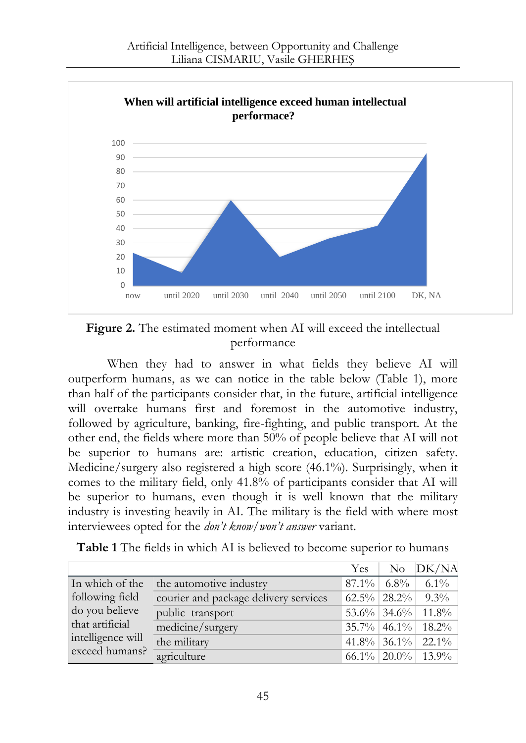**When will artificial intelligence exceed human intellectual performace?**

**Figure 2.** The estimated moment when AI will exceed the intellectual performance

When they had to answer in what fields they believe AI will outperform humans, as we can notice in the table below (Table 1), more than half of the participants consider that, in the future, artificial intelligence will overtake humans first and foremost in the automotive industry, followed by agriculture, banking, fire-fighting, and public transport. At the other end, the fields where more than 50% of people believe that AI will not be superior to humans are: artistic creation, education, citizen safety. Medicine/surgery also registered a high score (46.1%). Surprisingly, when it comes to the military field, only 41.8% of participants consider that AI will be superior to humans, even though it is well known that the military industry is investing heavily in AI. The military is the field with where most interviewees opted for the *don't know/won't answer* variant.

**Table 1** The fields in which AI is believed to become superior to humans

| | | Yes | No | DK/NA |
|---|---|---|---|---|
| In which of the following field do you believe that artificial intelligence will exceed humans? | the automotive industry | 87.1% | 6.8% | 6.1% |
| | courier and package delivery services | 62.5% | 28.2% | 9.3% |
| | public transport | 53.6% | 34.6% | 11.8% |
| | medicine/surgery | 35.7% | 46.1% | 18.2% |
| | the military | 41.8% | 36.1% | 22.1% |
| | agriculture | 66.1% | 20.0% | 13.9% |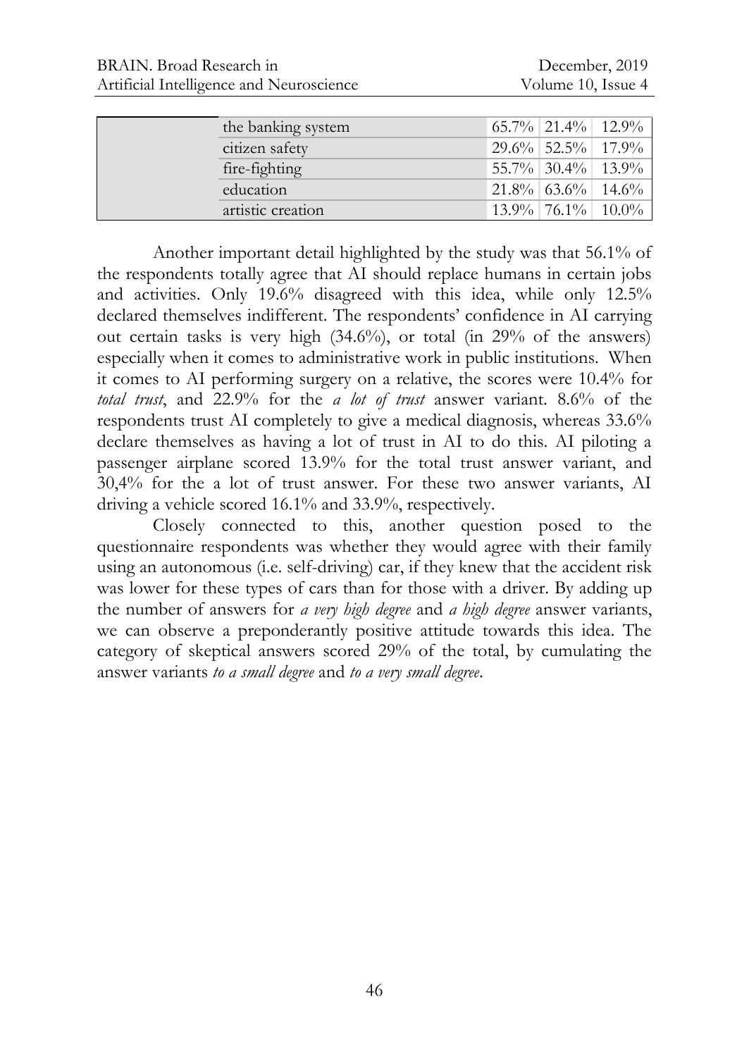| | | | | |
|---|---|---|---|---|
| | the banking system | 65.7% | 21.4% | 12.9% |
| | citizen safety | 29.6% | 52.5% | 17.9% |
| | fire-fighting | 55.7% | 30.4% | 13.9% |
| | education | 21.8% | 63.6% | 14.6% |
| | artistic creation | 13.9% | 76.1% | 10.0% |

Another important detail highlighted by the study was that 56.1% of the respondents totally agree that AI should replace humans in certain jobs and activities. Only 19.6% disagreed with this idea, while only 12.5% declared themselves indifferent. The respondents' confidence in AI carrying out certain tasks is very high (34.6%), or total (in 29% of the answers) especially when it comes to administrative work in public institutions. When it comes to AI performing surgery on a relative, the scores were 10.4% for *total trust*, and 22.9% for the *a lot of trust* answer variant. 8.6% of the respondents trust AI completely to give a medical diagnosis, whereas 33.6% declare themselves as having a lot of trust in AI to do this. AI piloting a passenger airplane scored 13.9% for the total trust answer variant, and 30,4% for the a lot of trust answer. For these two answer variants, AI driving a vehicle scored 16.1% and 33.9%, respectively.

Closely connected to this, another question posed to the questionnaire respondents was whether they would agree with their family using an autonomous (i.e. self-driving) car, if they knew that the accident risk was lower for these types of cars than for those with a driver. By adding up the number of answers for *a very high degree* and *a high degree* answer variants, we can observe a preponderantly positive attitude towards this idea. The category of skeptical answers scored 29% of the total, by cumulating the answer variants *to a small degree* and *to a very small degree*.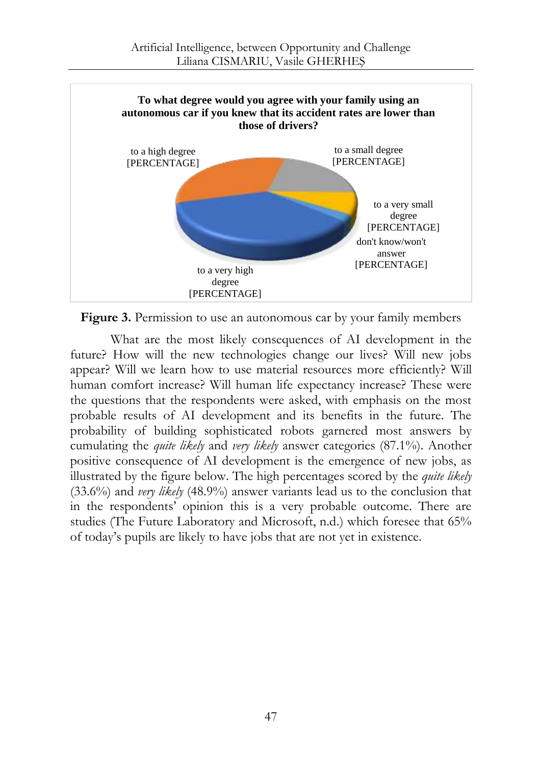**To what degree would you agree with your family using an autonomous car if you knew that its accident rates are lower than those of drivers?**

to a high degree [PERCENTAGE]

to a small degree [PERCENTAGE]

to a very small degree [PERCENTAGE]

don't know/won't answer [PERCENTAGE]

to a very high degree [PERCENTAGE]

**Figure 3.** Permission to use an autonomous car by your family members

What are the most likely consequences of AI development in the future? How will the new technologies change our lives? Will new jobs appear? Will we learn how to use material resources more efficiently? Will human comfort increase? Will human life expectancy increase? These were the questions that the respondents were asked, with emphasis on the most probable results of AI development and its benefits in the future. The probability of building sophisticated robots garnered most answers by cumulating the *quite likely* and *very likely* answer categories (87.1%). Another positive consequence of AI development is the emergence of new jobs, as illustrated by the figure below. The high percentages scored by the *quite likely* (33.6%) and *very likely* (48.9%) answer variants lead us to the conclusion that in the respondents' opinion this is a very probable outcome. There are studies (The Future Laboratory and Microsoft, n.d.) which foresee that 65% of today's pupils are likely to have jobs that are not yet in existence.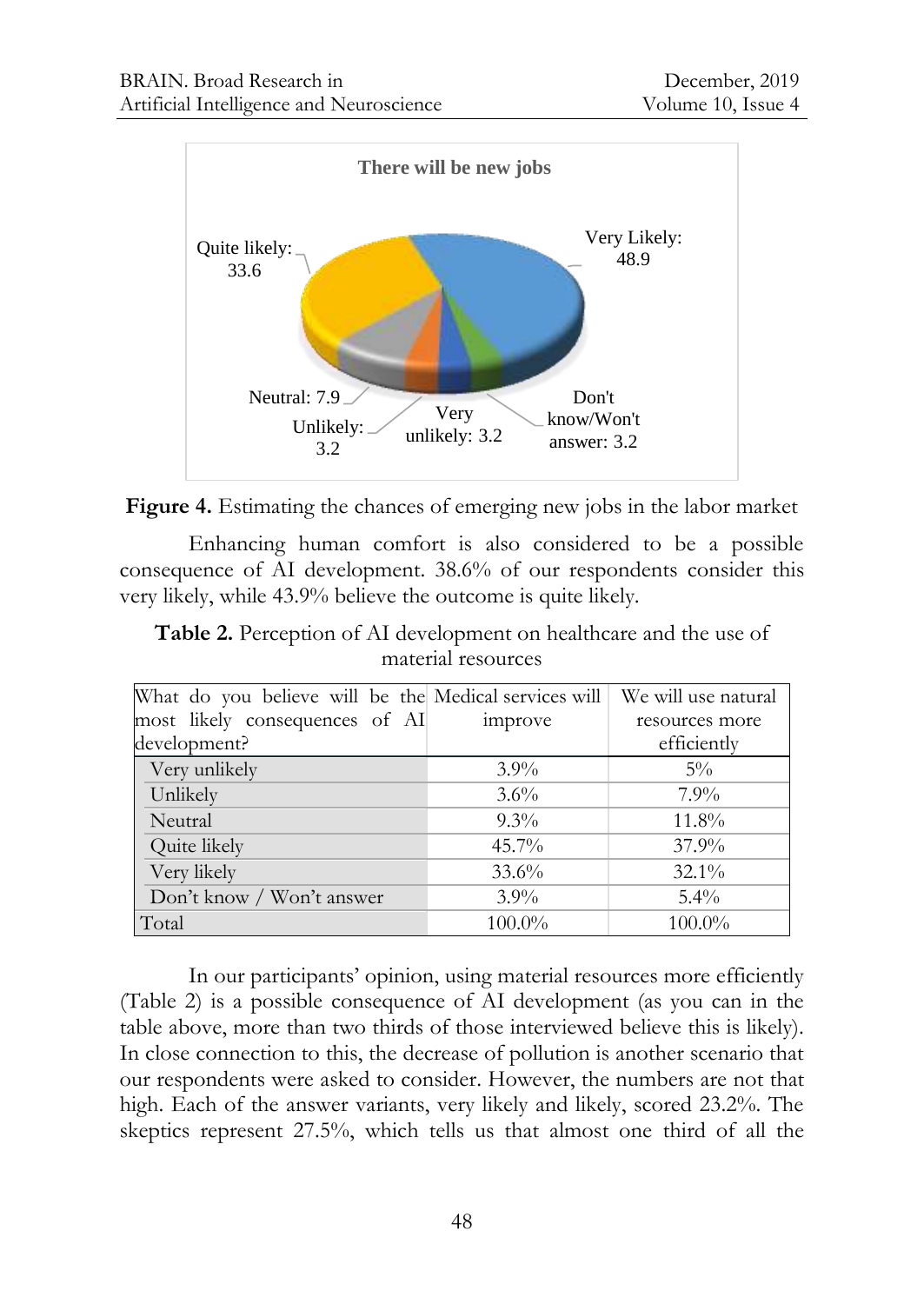**Figure 4.** Estimating the chances of emerging new jobs in the labor market

Enhancing human comfort is also considered to be a possible consequence of AI development. 38.6% of our respondents consider this very likely, while 43.9% believe the outcome is quite likely.

**Table 2.** Perception of AI development on healthcare and the use of material resources

| What do you believe will be the most likely consequences of AI development? | Medical services will improve | We will use natural resources more efficiently |
|---|---|---|
| Very unlikely | 3.9% | 5% |
| Unlikely | 3.6% | 7.9% |
| Neutral | 9.3% | 11.8% |
| Quite likely | 45.7% | 37.9% |
| Very likely | 33.6% | 32.1% |
| Don't know / Won't answer | 3.9% | 5.4% |
| Total | 100.0% | 100.0% |

In our participants' opinion, using material resources more efficiently (Table 2) is a possible consequence of AI development (as you can in the table above, more than two thirds of those interviewed believe this is likely). In close connection to this, the decrease of pollution is another scenario that our respondents were asked to consider. However, the numbers are not that high. Each of the answer variants, very likely and likely, scored 23.2%. The skeptics represent 27.5%, which tells us that almost one third of all the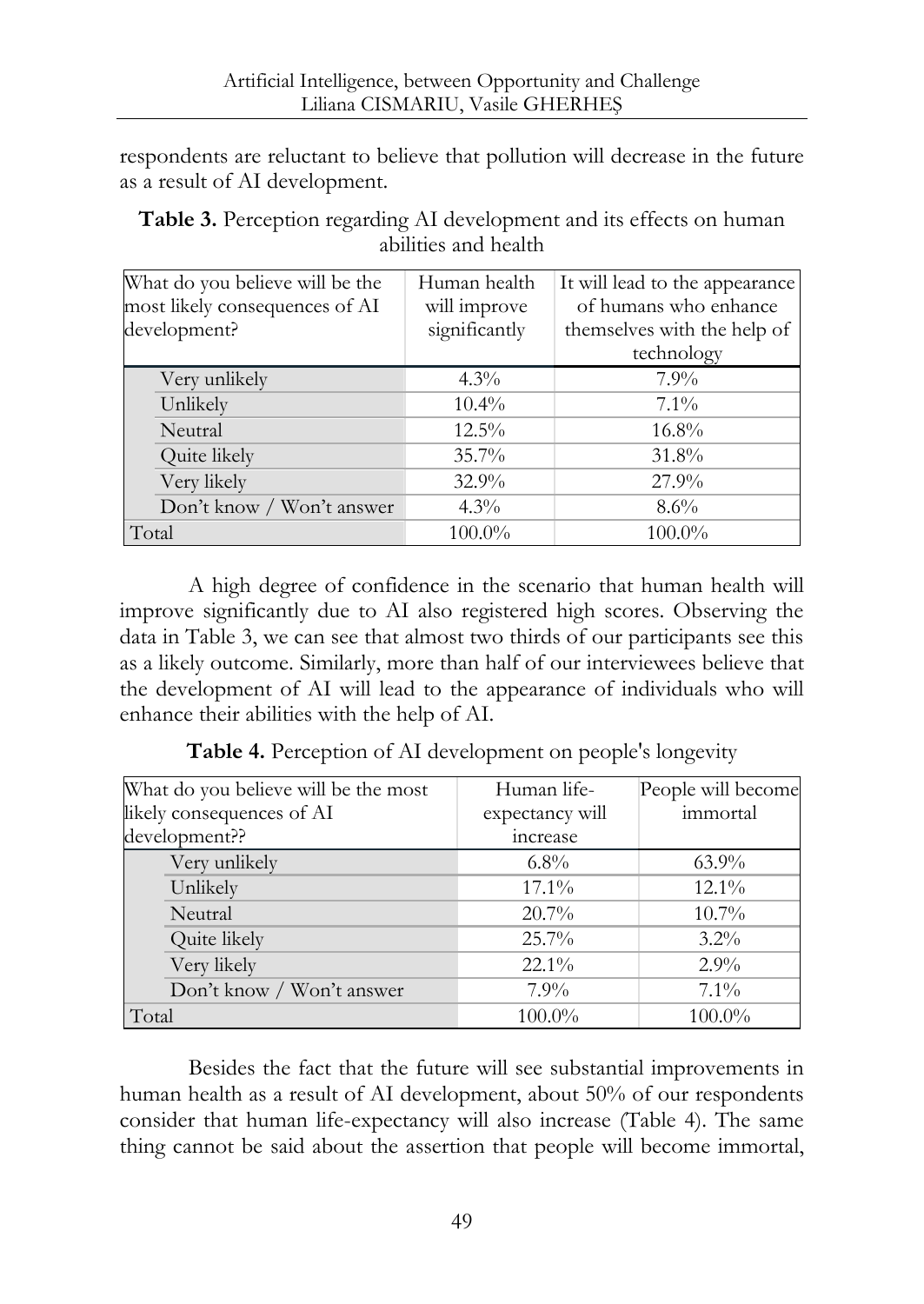respondents are reluctant to believe that pollution will decrease in the future as a result of AI development.

**Table 3.** Perception regarding AI development and its effects on human abilities and health

| What do you believe will be the most likely consequences of AI development? | Human health will improve significantly | It will lead to the appearance of humans who enhance themselves with the help of technology |
|---|---|---|
| Very unlikely | 4.3% | 7.9% |
| Unlikely | 10.4% | 7.1% |
| Neutral | 12.5% | 16.8% |
| Quite likely | 35.7% | 31.8% |
| Very likely | 32.9% | 27.9% |
| Don't know / Won't answer | 4.3% | 8.6% |
| Total | 100.0% | 100.0% |

A high degree of confidence in the scenario that human health will improve significantly due to AI also registered high scores. Observing the data in Table 3, we can see that almost two thirds of our participants see this as a likely outcome. Similarly, more than half of our interviewees believe that the development of AI will lead to the appearance of individuals who will enhance their abilities with the help of AI.

**Table 4.** Perception of AI development on people's longevity

| What do you believe will be the most likely consequences of AI development?? | Human life-expectancy will increase | People will become immortal |
|---|---|---|
| Very unlikely | 6.8% | 63.9% |
| Unlikely | 17.1% | 12.1% |
| Neutral | 20.7% | 10.7% |
| Quite likely | 25.7% | 3.2% |
| Very likely | 22.1% | 2.9% |
| Don't know / Won't answer | 7.9% | 7.1% |
| Total | 100.0% | 100.0% |

Besides the fact that the future will see substantial improvements in human health as a result of AI development, about 50% of our respondents consider that human life-expectancy will also increase (Table 4). The same thing cannot be said about the assertion that people will become immortal,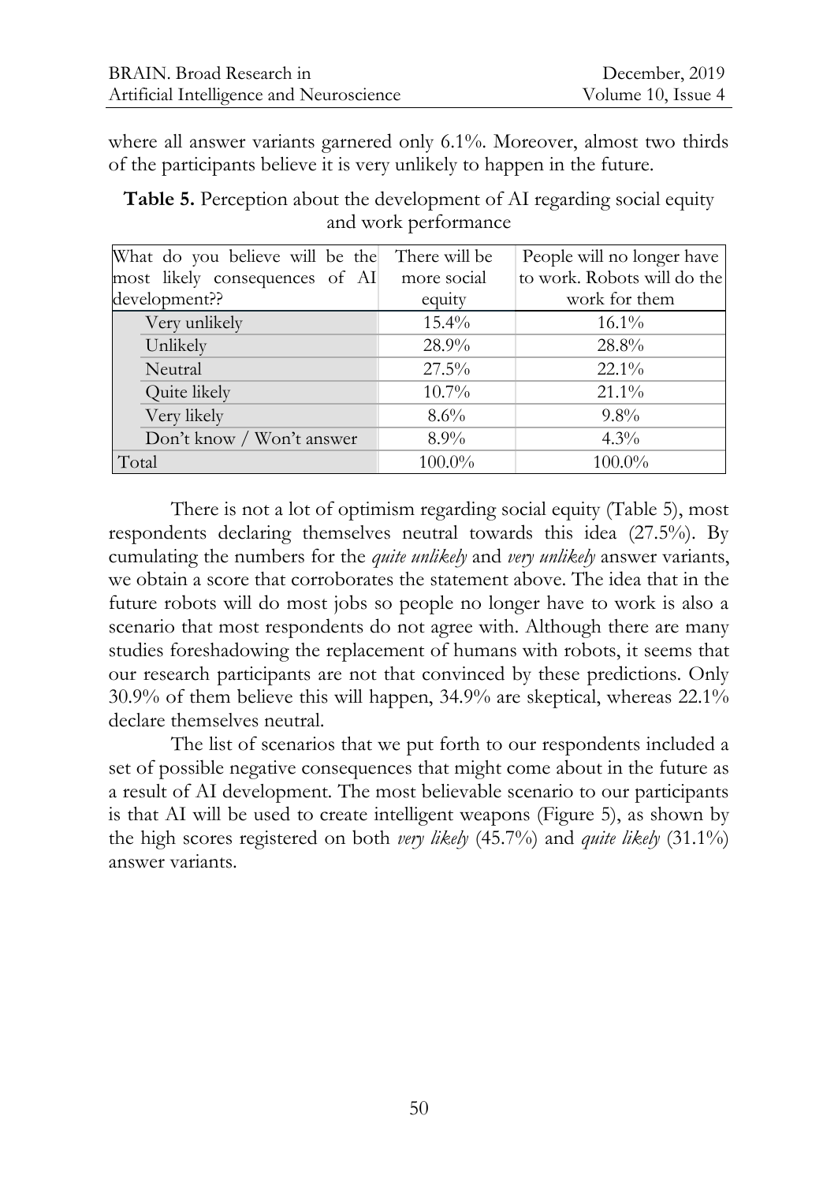where all answer variants garnered only 6.1%. Moreover, almost two thirds of the participants believe it is very unlikely to happen in the future.

**Table 5.** Perception about the development of AI regarding social equity and work performance

| What do you believe will be the most likely consequences of AI development?? | There will be more social equity | People will no longer have to work. Robots will do the work for them |
|---|---|---|
| Very unlikely | 15.4% | 16.1% |
| Unlikely | 28.9% | 28.8% |
| Neutral | 27.5% | 22.1% |
| Quite likely | 10.7% | 21.1% |
| Very likely | 8.6% | 9.8% |
| Don't know / Won't answer | 8.9% | 4.3% |
| Total | 100.0% | 100.0% |

There is not a lot of optimism regarding social equity (Table 5), most respondents declaring themselves neutral towards this idea (27.5%). By cumulating the numbers for the *quite unlikely* and *very unlikely* answer variants, we obtain a score that corroborates the statement above. The idea that in the future robots will do most jobs so people no longer have to work is also a scenario that most respondents do not agree with. Although there are many studies foreshadowing the replacement of humans with robots, it seems that our research participants are not that convinced by these predictions. Only 30.9% of them believe this will happen, 34.9% are skeptical, whereas 22.1% declare themselves neutral.

The list of scenarios that we put forth to our respondents included a set of possible negative consequences that might come about in the future as a result of AI development. The most believable scenario to our participants is that AI will be used to create intelligent weapons (Figure 5), as shown by the high scores registered on both *very likely* (45.7%) and *quite likely* (31.1%) answer variants.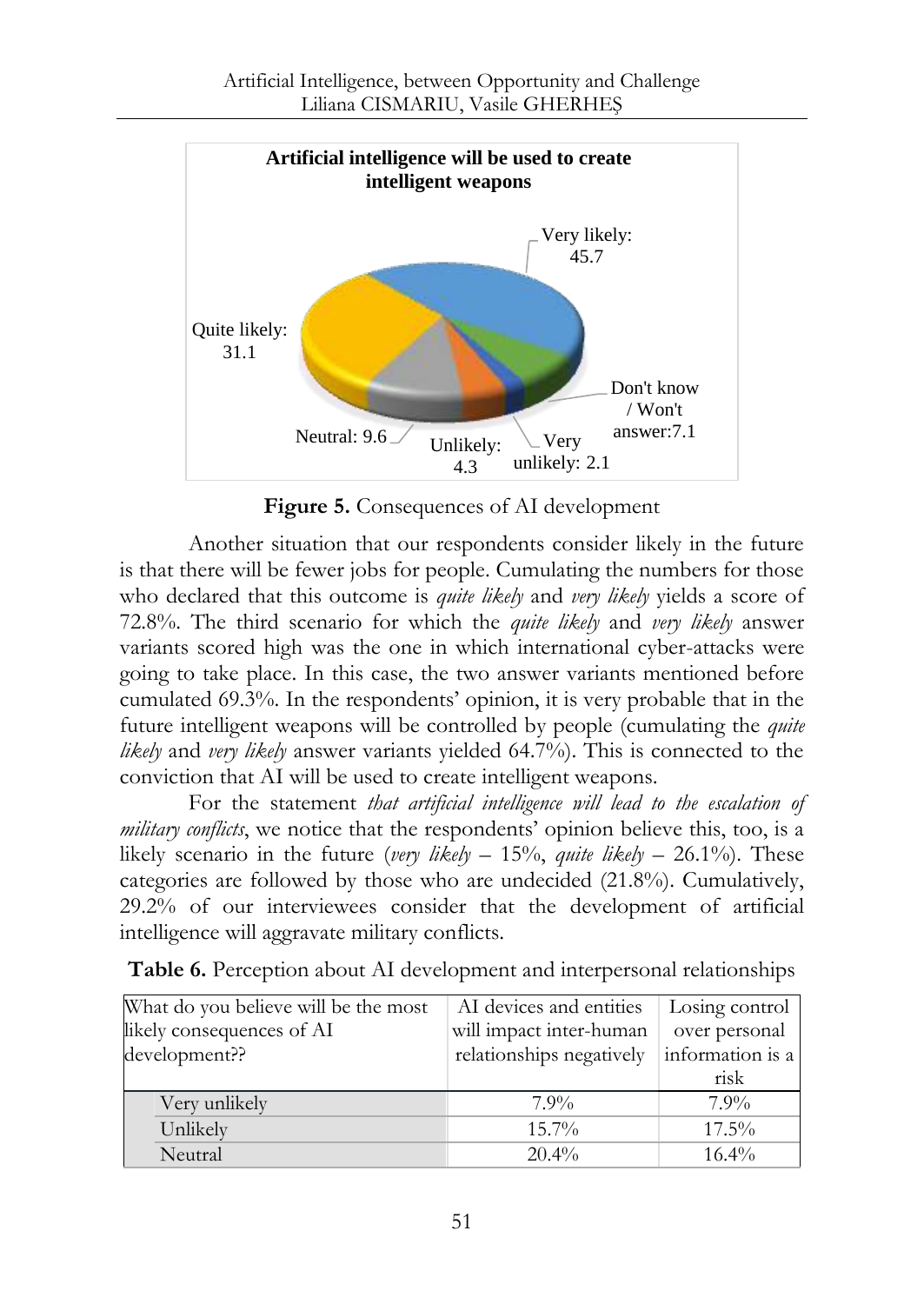**Artificial intelligence will be used to create intelligent weapons**

Very likely: 45.7
Quite likely: 31.1
Neutral: 9.6
Unlikely: 4.3
Very unlikely: 2.1
Don't know / Won't answer:7.1

**Figure 5.** Consequences of AI development

Another situation that our respondents consider likely in the future is that there will be fewer jobs for people. Cumulating the numbers for those who declared that this outcome is *quite likely* and *very likely* yields a score of 72.8%. The third scenario for which the *quite likely* and *very likely* answer variants scored high was the one in which international cyber-attacks were going to take place. In this case, the two answer variants mentioned before cumulated 69.3%. In the respondents' opinion, it is very probable that in the future intelligent weapons will be controlled by people (cumulating the *quite likely* and *very likely* answer variants yielded 64.7%). This is connected to the conviction that AI will be used to create intelligent weapons.

For the statement *that artificial intelligence will lead to the escalation of military conflicts*, we notice that the respondents' opinion believe this, too, is a likely scenario in the future (*very likely* – 15%, *quite likely* – 26.1%). These categories are followed by those who are undecided (21.8%). Cumulatively, 29.2% of our interviewees consider that the development of artificial intelligence will aggravate military conflicts.

**Table 6.** Perception about AI development and interpersonal relationships

| What do you believe will be the most likely consequences of AI development?? | AI devices and entities will impact inter-human relationships negatively | Losing control over personal information is a risk |
|---|---|---|
| Very unlikely | 7.9% | 7.9% |
| Unlikely | 15.7% | 17.5% |
| Neutral | 20.4% | 16.4% |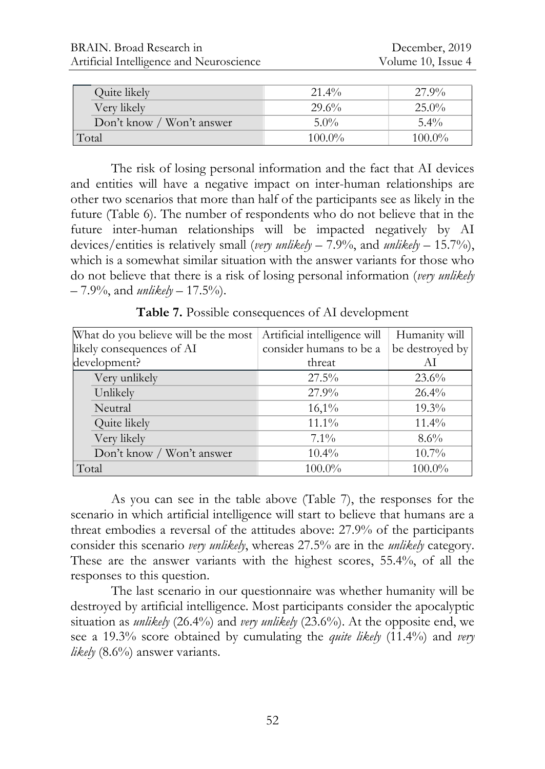| | | |
|---|---|---|
| Quite likely | 21.4% | 27.9% |
| Very likely | 29.6% | 25.0% |
| Don't know / Won't answer | 5.0% | 5.4% |
| Total | 100.0% | 100.0% |

The risk of losing personal information and the fact that AI devices and entities will have a negative impact on inter-human relationships are other two scenarios that more than half of the participants see as likely in the future (Table 6). The number of respondents who do not believe that in the future inter-human relationships will be impacted negatively by AI devices/entities is relatively small (*very unlikely* – 7.9%, and *unlikely* – 15.7%), which is a somewhat similar situation with the answer variants for those who do not believe that there is a risk of losing personal information (*very unlikely* – 7.9%, and *unlikely* – 17.5%).

**Table 7.** Possible consequences of AI development

| What do you believe will be the most likely consequences of AI development? | Artificial intelligence will consider humans to be a threat | Humanity will be destroyed by AI |
|---|---|---|
| Very unlikely | 27.5% | 23.6% |
| Unlikely | 27.9% | 26.4% |
| Neutral | 16,1% | 19.3% |
| Quite likely | 11.1% | 11.4% |
| Very likely | 7.1% | 8.6% |
| Don't know / Won't answer | 10.4% | 10.7% |
| Total | 100.0% | 100.0% |

As you can see in the table above (Table 7), the responses for the scenario in which artificial intelligence will start to believe that humans are a threat embodies a reversal of the attitudes above: 27.9% of the participants consider this scenario *very unlikely*, whereas 27.5% are in the *unlikely* category. These are the answer variants with the highest scores, 55.4%, of all the responses to this question.

The last scenario in our questionnaire was whether humanity will be destroyed by artificial intelligence. Most participants consider the apocalyptic situation as *unlikely* (26.4%) and *very unlikely* (23.6%). At the opposite end, we see a 19.3% score obtained by cumulating the *quite likely* (11.4%) and *very likely* (8.6%) answer variants.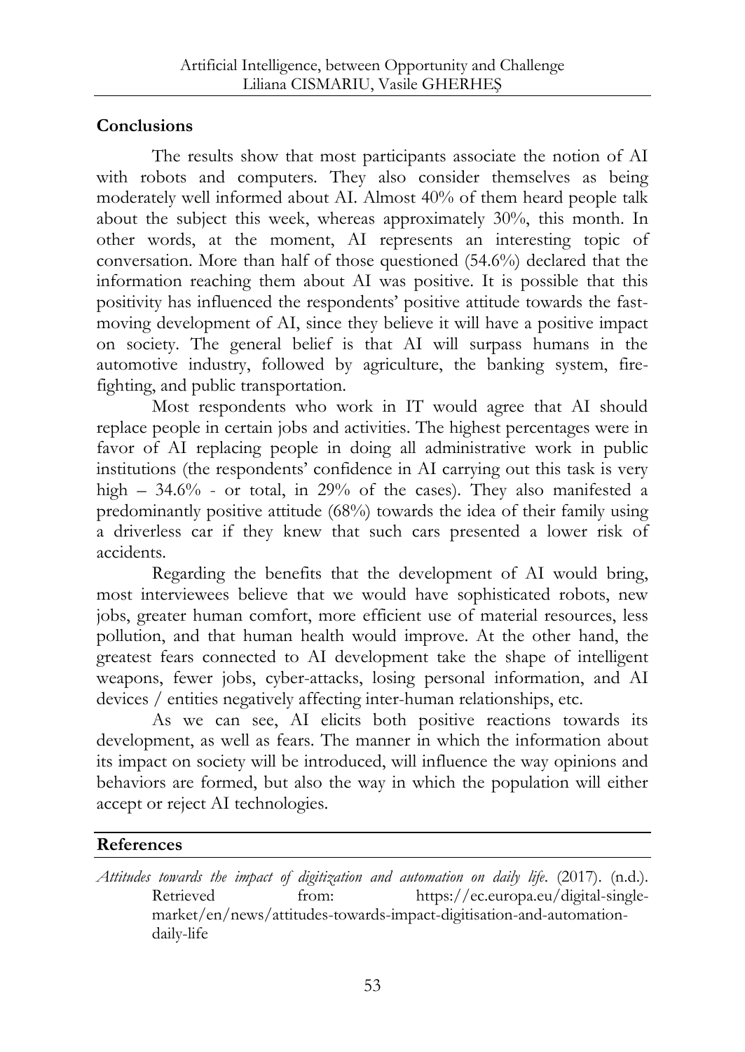## Conclusions

The results show that most participants associate the notion of AI with robots and computers. They also consider themselves as being moderately well informed about AI. Almost 40% of them heard people talk about the subject this week, whereas approximately 30%, this month. In other words, at the moment, AI represents an interesting topic of conversation. More than half of those questioned (54.6%) declared that the information reaching them about AI was positive. It is possible that this positivity has influenced the respondents' positive attitude towards the fast-moving development of AI, since they believe it will have a positive impact on society. The general belief is that AI will surpass humans in the automotive industry, followed by agriculture, the banking system, fire-fighting, and public transportation.

Most respondents who work in IT would agree that AI should replace people in certain jobs and activities. The highest percentages were in favor of AI replacing people in doing all administrative work in public institutions (the respondents' confidence in AI carrying out this task is very high – 34.6% - or total, in 29% of the cases). They also manifested a predominantly positive attitude (68%) towards the idea of their family using a driverless car if they knew that such cars presented a lower risk of accidents.

Regarding the benefits that the development of AI would bring, most interviewees believe that we would have sophisticated robots, new jobs, greater human comfort, more efficient use of material resources, less pollution, and that human health would improve. At the other hand, the greatest fears connected to AI development take the shape of intelligent weapons, fewer jobs, cyber-attacks, losing personal information, and AI devices / entities negatively affecting inter-human relationships, etc.

As we can see, AI elicits both positive reactions towards its development, as well as fears. The manner in which the information about its impact on society will be introduced, will influence the way opinions and behaviors are formed, but also the way in which the population will either accept or reject AI technologies.

## References

*Attitudes towards the impact of digitization and automation on daily life*. (2017). (n.d.). Retrieved from: https://ec.europa.eu/digital-single-market/en/news/attitudes-towards-impact-digitisation-and-automation-daily-life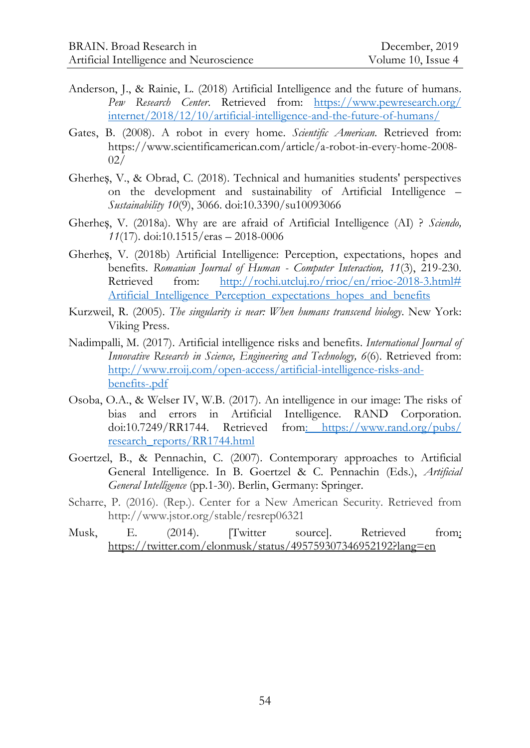Anderson, J., & Rainie, L. (2018) Artificial Intelligence and the future of humans. *Pew Research Center*. Retrieved from: https://www.pewresearch.org/internet/2018/12/10/artificial-intelligence-and-the-future-of-humans/

Gates, B. (2008). A robot in every home. *Scientific American*. Retrieved from: https://www.scientificamerican.com/article/a-robot-in-every-home-2008-02/

Gherheş, V., & Obrad, C. (2018). Technical and humanities students' perspectives on the development and sustainability of Artificial Intelligence – *Sustainability 10*(9), 3066. doi:10.3390/su10093066

Gherheş, V. (2018a). Why are are afraid of Artificial Intelligence (AI) ? *Sciendo, 11*(17). doi:10.1515/eras – 2018-0006

Gherheş, V. (2018b) Artificial Intelligence: Perception, expectations, hopes and benefits. *Romanian Journal of Human - Computer Interaction, 11*(3), 219-230. Retrieved from: http://rochi.utcluj.ro/rrioc/en/rrioc-2018-3.html#Artificial_Intelligence_Perception_expectations_hopes_and_benefits

Kurzweil, R. (2005). *The singularity is near: When humans transcend biology*. New York: Viking Press.

Nadimpalli, M. (2017). Artificial intelligence risks and benefits. *International Journal of Innovative Research in Science, Engineering and Technology, 6*(6). Retrieved from: http://www.rroij.com/open-access/artificial-intelligence-risks-and-benefits-.pdf

Osoba, O.A., & Welser IV, W.B. (2017). An intelligence in our image: The risks of bias and errors in Artificial Intelligence. RAND Corporation. doi:10.7249/RR1744. Retrieved from: https://www.rand.org/pubs/research_reports/RR1744.html

Goertzel, B., & Pennachin, C. (2007). Contemporary approaches to Artificial General Intelligence. In B. Goertzel & C. Pennachin (Eds.), *Artificial General Intelligence* (pp.1-30). Berlin, Germany: Springer.

Scharre, P. (2016). (Rep.). Center for a New American Security. Retrieved from http://www.jstor.org/stable/resrep06321

Musk, E. (2014). [Twitter source]. Retrieved from: https://twitter.com/elonmusk/status/495759307346952192?lang=en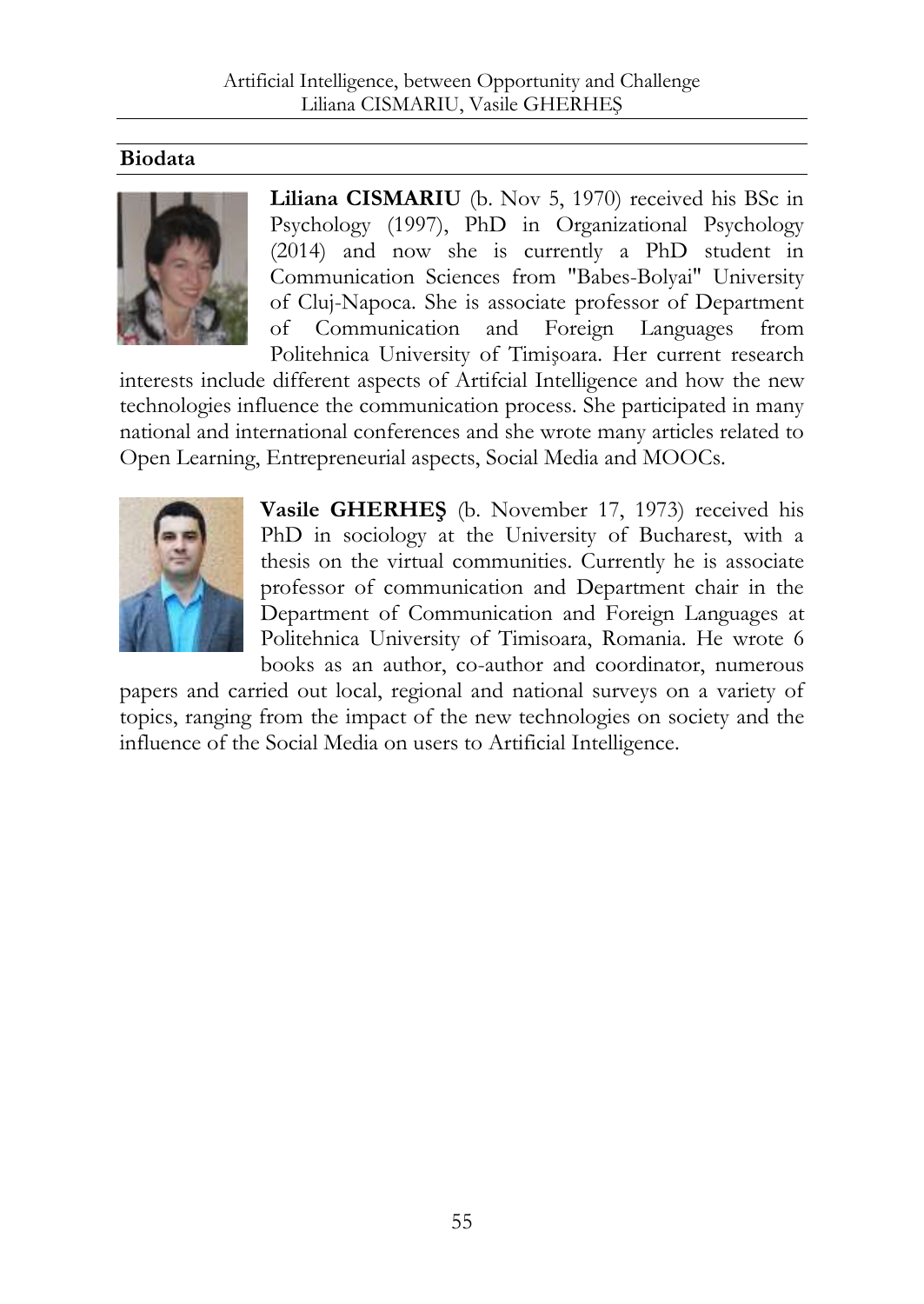## Biodata

**Liliana CISMARIU** (b. Nov 5, 1970) received his BSc in Psychology (1997), PhD in Organizational Psychology (2014) and now she is currently a PhD student in Communication Sciences from "Babes-Bolyai" University of Cluj-Napoca. She is associate professor of Department of Communication and Foreign Languages from Politehnica University of Timişoara. Her current research interests include different aspects of Artifcial Intelligence and how the new technologies influence the communication process. She participated in many national and international conferences and she wrote many articles related to Open Learning, Entrepreneurial aspects, Social Media and MOOCs.

**Vasile GHERHEŞ** (b. November 17, 1973) received his PhD in sociology at the University of Bucharest, with a thesis on the virtual communities. Currently he is associate professor of communication and Department chair in the Department of Communication and Foreign Languages at Politehnica University of Timisoara, Romania. He wrote 6 books as an author, co-author and coordinator, numerous papers and carried out local, regional and national surveys on a variety of topics, ranging from the impact of the new technologies on society and the influence of the Social Media on users to Artificial Intelligence.